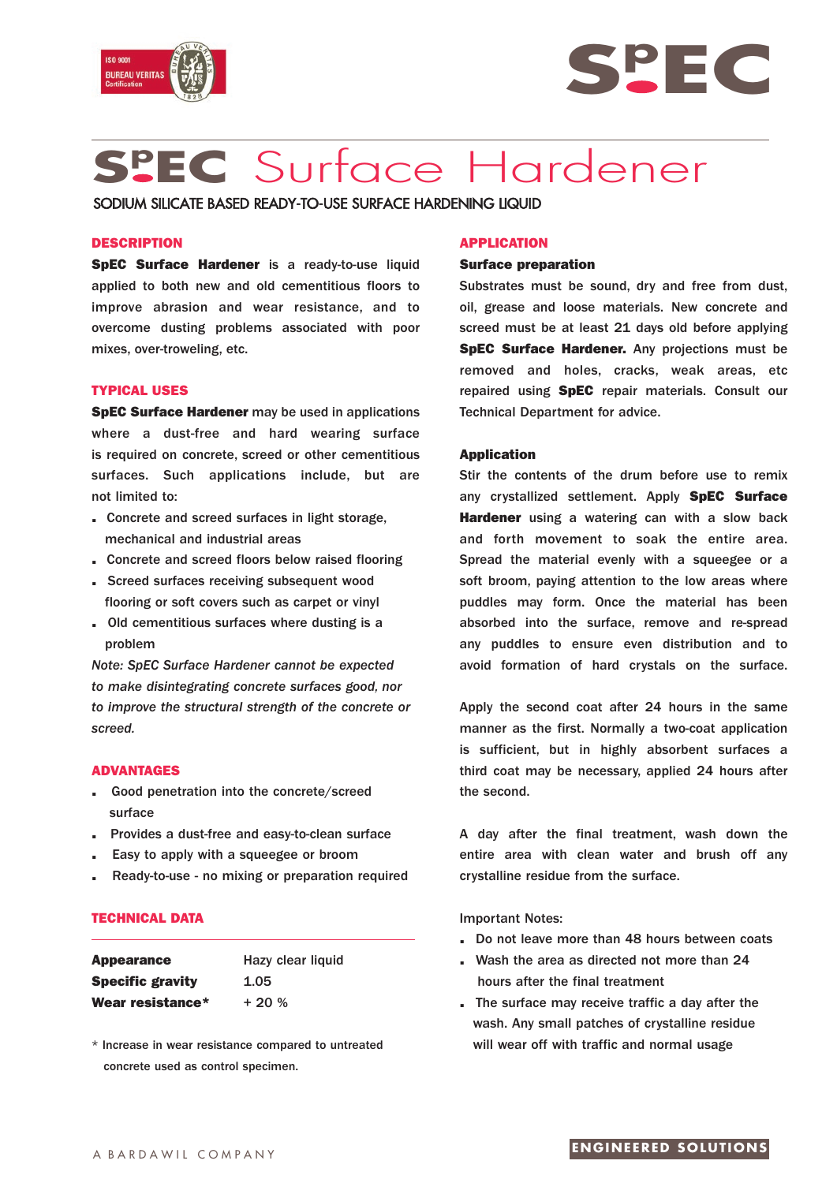# SpEC Surface Hardener

SODIUM SILICATE BASED READY-TO-USE SURFACE HARDENING LIQUID

## DESCRIPTION

**SpEC Surface Hardener** is a ready-to-use liquid applied to both new and old cementitious floors to improve abrasion and wear resistance, and to overcome dusting problems associated with poor mixes, over-troweling, etc.

## TYPICAL USES

**SpEC Surface Hardener** may be used in applications where a dust-free and hard wearing surface is required on concrete, screed or other cementitious surfaces. Such applications include, but are not limited to:

- Concrete and screed surfaces in light storage, mechanical and industrial areas
- Concrete and screed floors below raised flooring
- Screed surfaces receiving subsequent wood flooring or soft covers such as carpet or vinyl
- Old cementitious surfaces where dusting is a problem

*Note: SpEC Surface Hardener cannot be expected to make disintegrating concrete surfaces good, nor to improve the structural strength of the concrete or screed.*

## ADVANTAGES

- Good penetration into the concrete/screed surface
- Provides a dust-free and easy-to-clean surface
- Easy to apply with a squeegee or broom
- Ready-to-use - no mixing or preparation required

## TECHNICAL DATA

| | |
|---|---|
| **Appearance** | Hazy clear liquid |
| **Specific gravity** | 1.05 |
| **Wear resistance*** | + 20 % |

* Increase in wear resistance compared to untreated concrete used as control specimen.

## APPLICATION

### Surface preparation

Substrates must be sound, dry and free from dust, oil, grease and loose materials. New concrete and screed must be at least 21 days old before applying **SpEC Surface Hardener.** Any projections must be removed and holes, cracks, weak areas, etc repaired using **SpEC** repair materials. Consult our Technical Department for advice.

### Application

Stir the contents of the drum before use to remix any crystallized settlement. Apply **SpEC Surface Hardener** using a watering can with a slow back and forth movement to soak the entire area. Spread the material evenly with a squeegee or a soft broom, paying attention to the low areas where puddles may form. Once the material has been absorbed into the surface, remove and re-spread any puddles to ensure even distribution and to avoid formation of hard crystals on the surface.

Apply the second coat after 24 hours in the same manner as the first. Normally a two-coat application is sufficient, but in highly absorbent surfaces a third coat may be necessary, applied 24 hours after the second.

A day after the final treatment, wash down the entire area with clean water and brush off any crystalline residue from the surface.

Important Notes:

- Do not leave more than 48 hours between coats
- Wash the area as directed not more than 24 hours after the final treatment
- The surface may receive traffic a day after the wash. Any small patches of crystalline residue will wear off with traffic and normal usage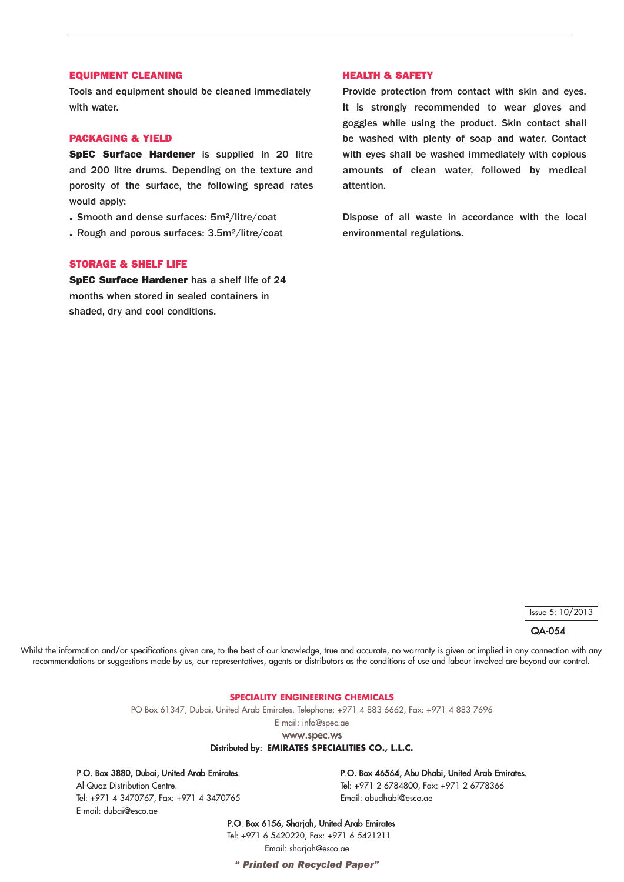## EQUIPMENT CLEANING

Tools and equipment should be cleaned immediately with water.

## PACKAGING & YIELD

**SpEC Surface Hardener** is supplied in 20 litre and 200 litre drums. Depending on the texture and porosity of the surface, the following spread rates would apply:

- Smooth and dense surfaces: $5m^2$/litre/coat
- Rough and porous surfaces: $3.5m^2$/litre/coat

## STORAGE & SHELF LIFE

**SpEC Surface Hardener** has a shelf life of 24 months when stored in sealed containers in shaded, dry and cool conditions.

## HEALTH & SAFETY

Provide protection from contact with skin and eyes. It is strongly recommended to wear gloves and goggles while using the product. Skin contact shall be washed with plenty of soap and water. Contact with eyes shall be washed immediately with copious amounts of clean water, followed by medical attention.

Dispose of all waste in accordance with the local environmental regulations.

Issue 5: 10/2013

QA-054

Whilst the information and/or specifications given are, to the best of our knowledge, true and accurate, no warranty is given or implied in any connection with any recommendations or suggestions made by us, our representatives, agents or distributors as the conditions of use and labour involved are beyond our control.

**SPECIALITY ENGINEERING CHEMICALS**

PO Box 61347, Dubai, United Arab Emirates. Telephone: +971 4 883 6662, Fax: +971 4 883 7696

E-mail: info@spec.ae

www.spec.ws

Distributed by: **EMIRATES SPECIALITIES CO., L.L.C.**

**P.O. Box 3880, Dubai, United Arab Emirates.**
Al-Quoz Distribution Centre.
Tel: +971 4 3470767, Fax: +971 4 3470765
E-mail: dubai@esco.ae

**P.O. Box 46564, Abu Dhabi, United Arab Emirates.**
Tel: +971 2 6784800, Fax: +971 2 6778366
Email: abudhabi@esco.ae

**P.O. Box 6156, Sharjah, United Arab Emirates**
Tel: +971 6 5420220, Fax: +971 6 5421211
Email: sharjah@esco.ae

***" Printed on Recycled Paper"***